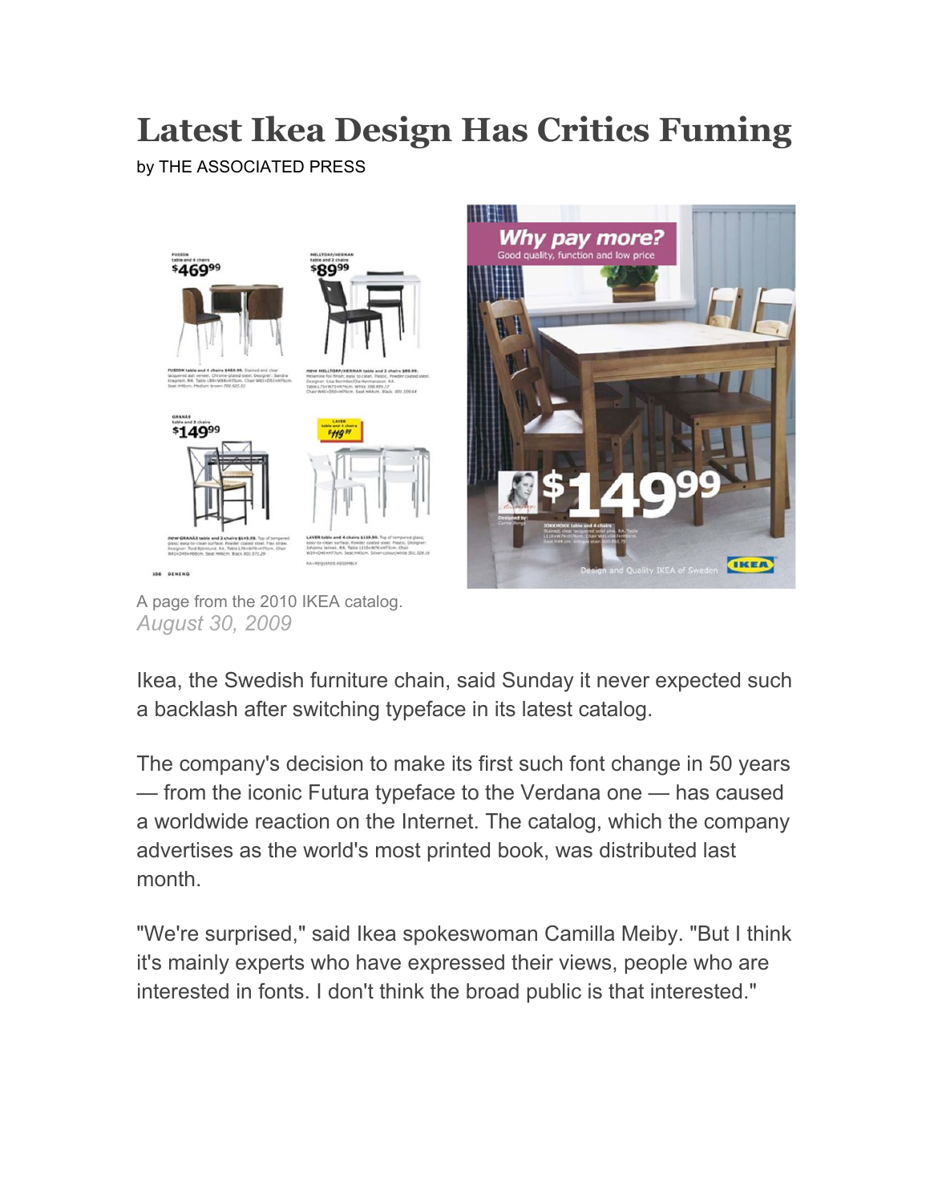# Latest Ikea Design Has Critics Fuming

by THE ASSOCIATED PRESS

A page from the 2010 IKEA catalog.

*August 30, 2009*

Ikea, the Swedish furniture chain, said Sunday it never expected such a backlash after switching typeface in its latest catalog.

The company's decision to make its first such font change in 50 years — from the iconic Futura typeface to the Verdana one — has caused a worldwide reaction on the Internet. The catalog, which the company advertises as the world's most printed book, was distributed last month.

"We're surprised," said Ikea spokeswoman Camilla Meiby. "But I think it's mainly experts who have expressed their views, people who are interested in fonts. I don't think the broad public is that interested."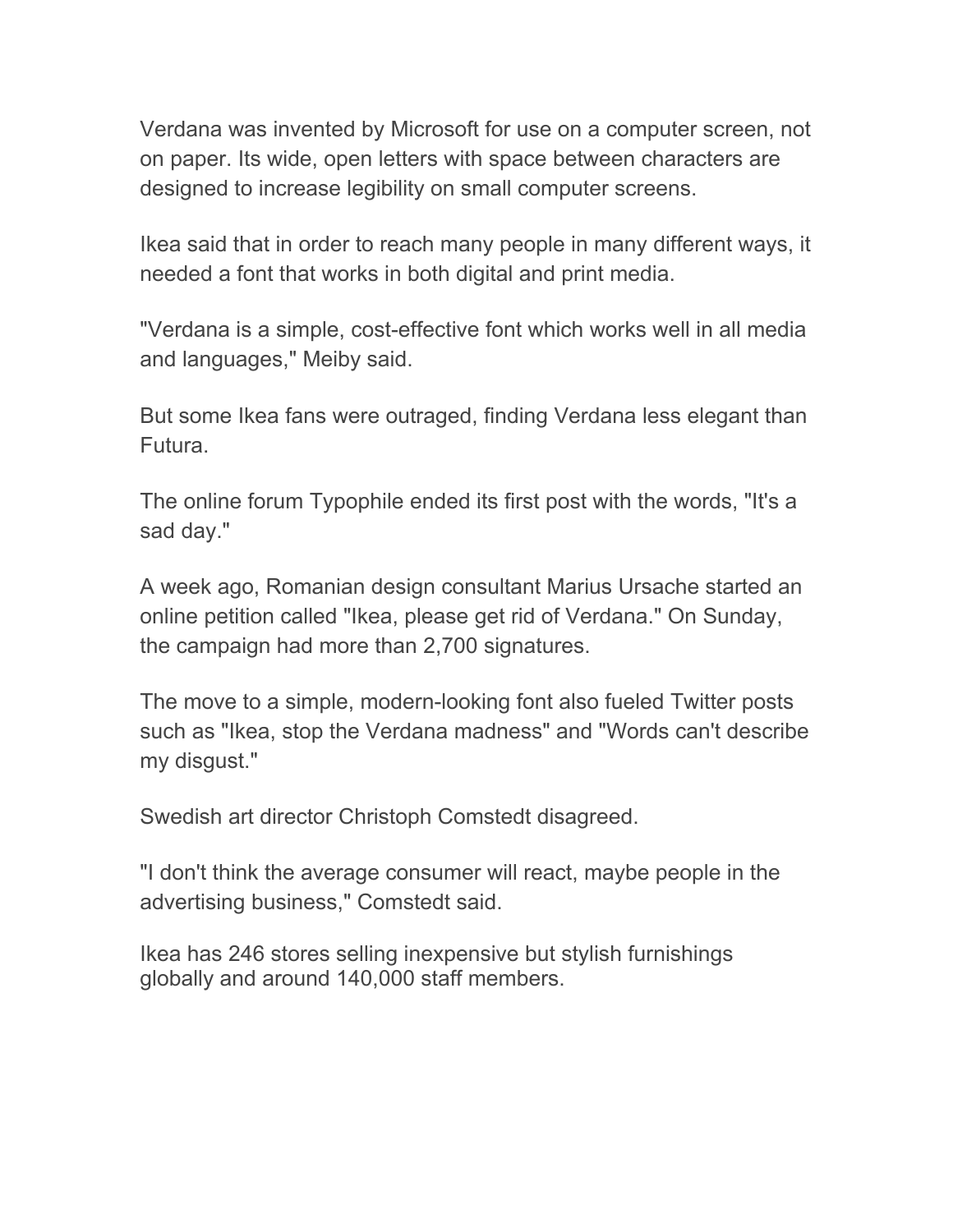Verdana was invented by Microsoft for use on a computer screen, not on paper. Its wide, open letters with space between characters are designed to increase legibility on small computer screens.

Ikea said that in order to reach many people in many different ways, it needed a font that works in both digital and print media.

"Verdana is a simple, cost-effective font which works well in all media and languages," Meiby said.

But some Ikea fans were outraged, finding Verdana less elegant than Futura.

The online forum Typophile ended its first post with the words, "It's a sad day."

A week ago, Romanian design consultant Marius Ursache started an online petition called "Ikea, please get rid of Verdana." On Sunday, the campaign had more than 2,700 signatures.

The move to a simple, modern-looking font also fueled Twitter posts such as "Ikea, stop the Verdana madness" and "Words can't describe my disgust."

Swedish art director Christoph Comstedt disagreed.

"I don't think the average consumer will react, maybe people in the advertising business," Comstedt said.

Ikea has 246 stores selling inexpensive but stylish furnishings globally and around 140,000 staff members.